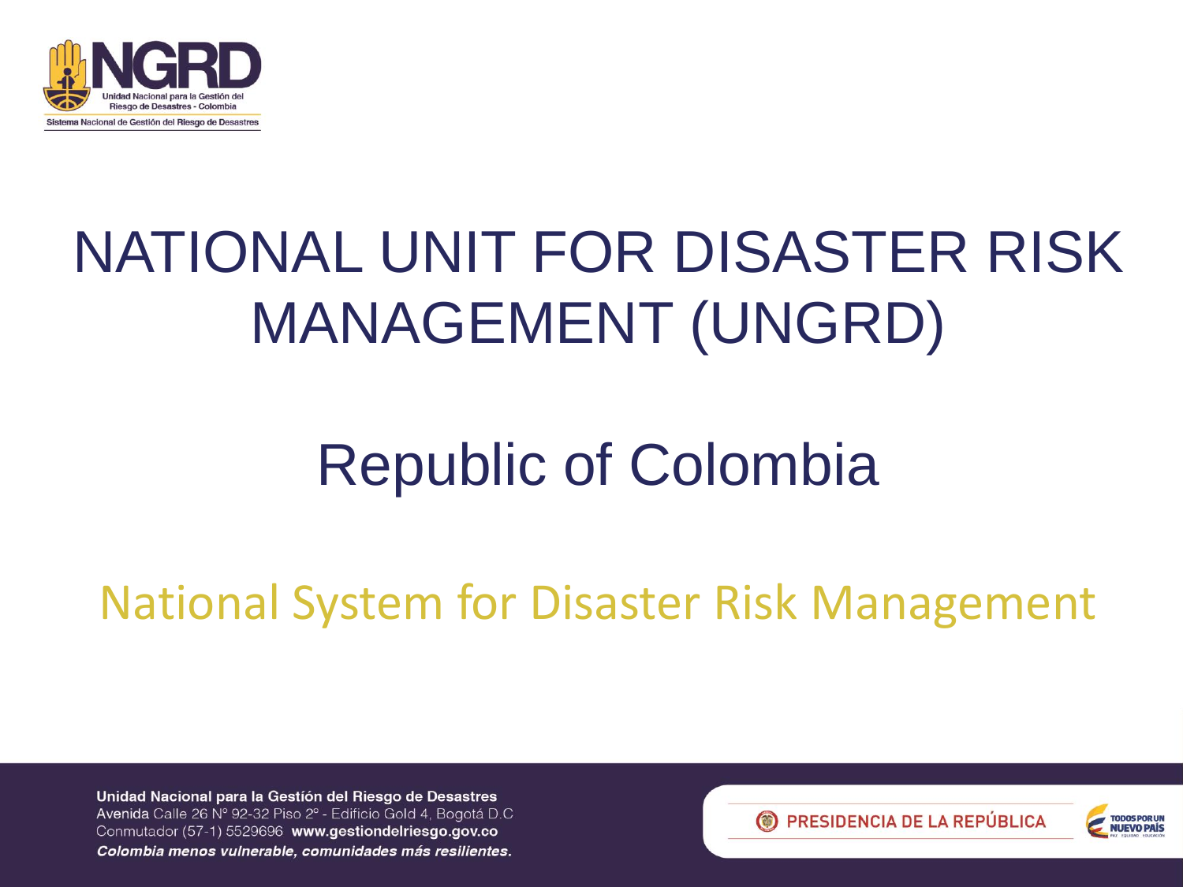NGRD

Unidad Nacional para la Gestión del Riesgo de Desastres - Colombia

Sistema Nacional de Gestión del Riesgo de Desastres

# NATIONAL UNIT FOR DISASTER RISK MANAGEMENT (UNGRD)

## Republic of Colombia

## National System for Disaster Risk Management

**Unidad Nacional para la Gestión del Riesgo de Desastres**
Avenida Calle 26 N° 92-32 Piso 2° - Edificio Gold 4, Bogotá D.C
Conmutador (57-1) 5529696 **www.gestiondelriesgo.gov.co**
***Colombia menos vulnerable, comunidades más resilientes.***

PRESIDENCIA DE LA REPÚBLICA

TODOS POR UN NUEVO PAÍS
PAZ EQUIDAD EDUCACIÓN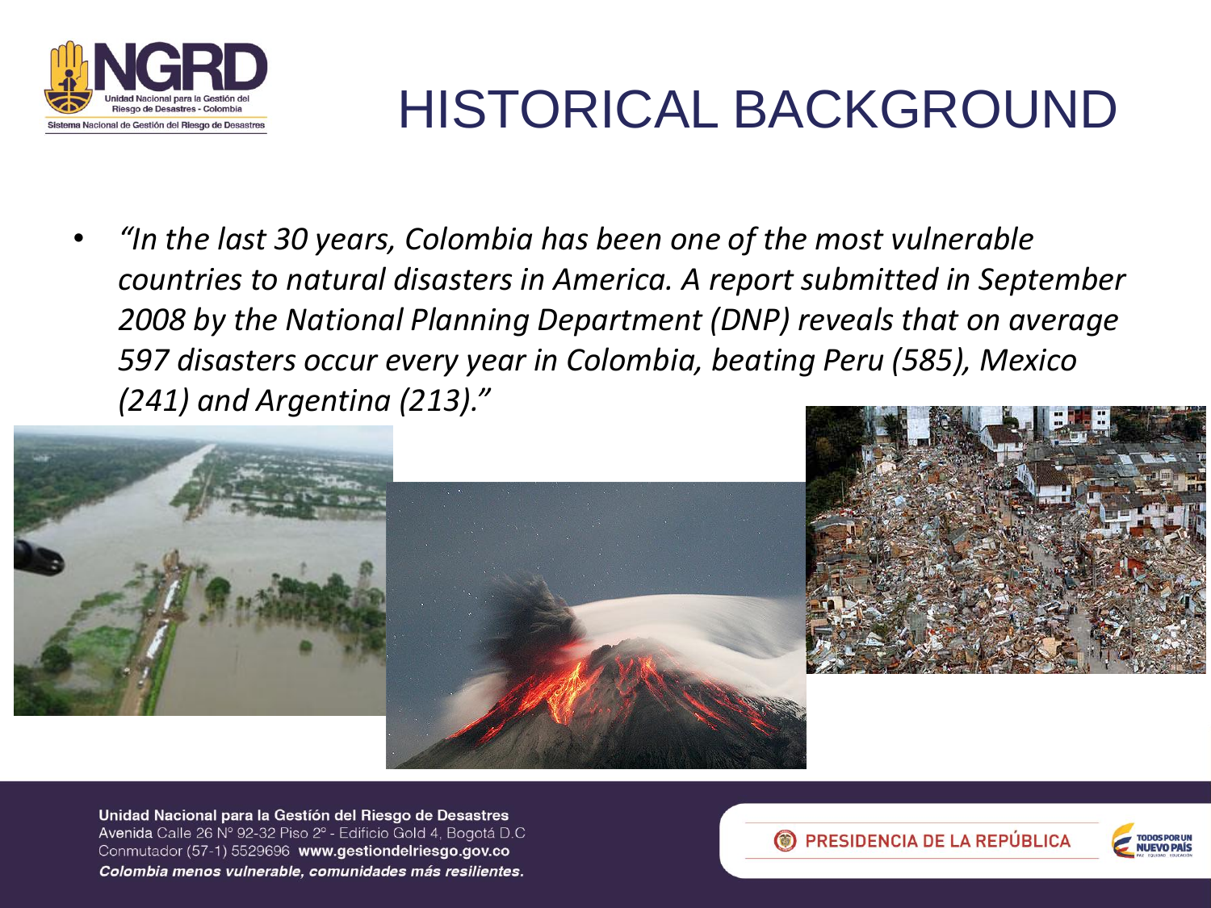# HISTORICAL BACKGROUND

- *"In the last 30 years, Colombia has been one of the most vulnerable countries to natural disasters in America. A report submitted in September 2008 by the National Planning Department (DNP) reveals that on average 597 disasters occur every year in Colombia, beating Peru (585), Mexico (241) and Argentina (213)."*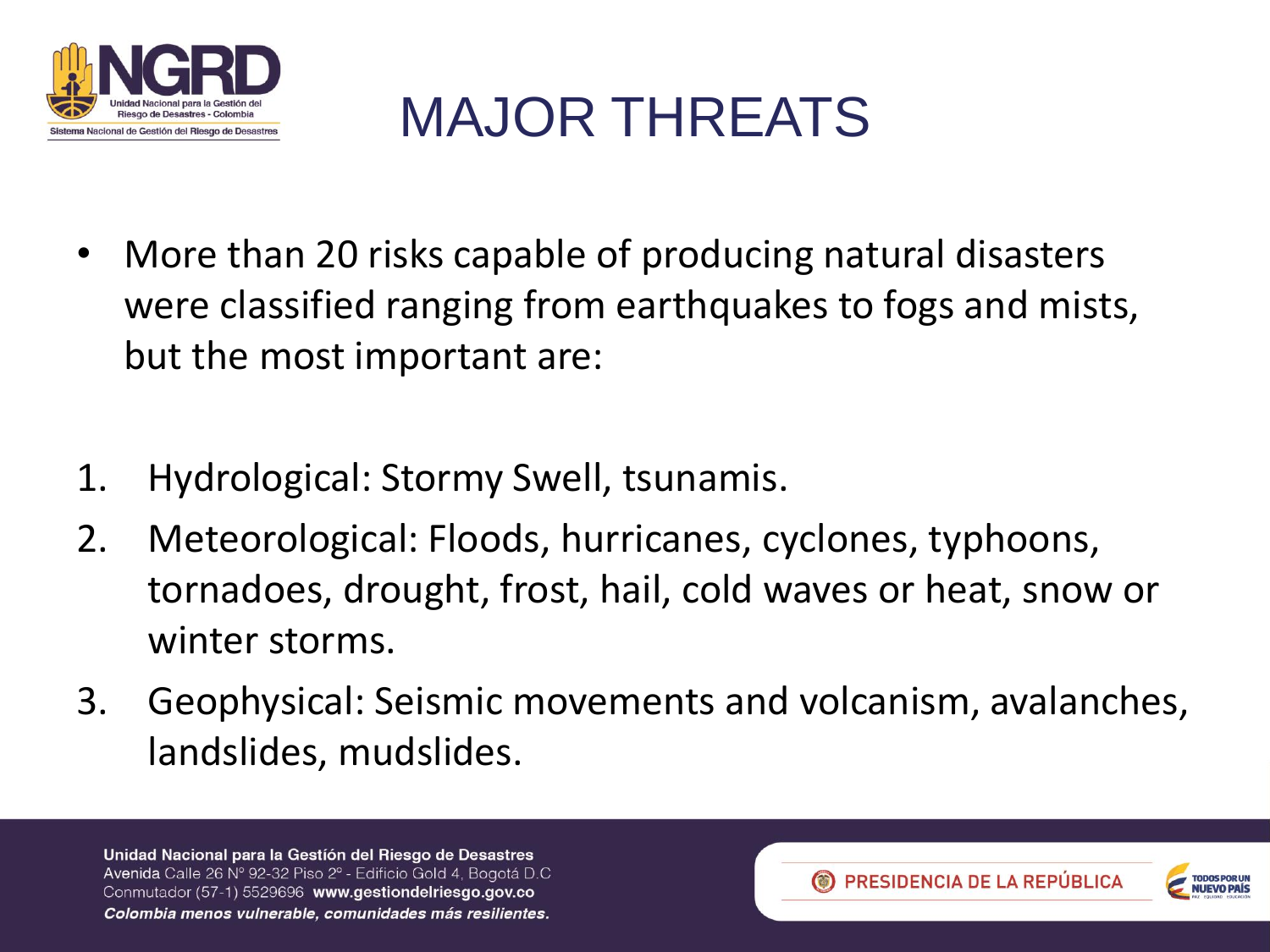# MAJOR THREATS

- More than 20 risks capable of producing natural disasters were classified ranging from earthquakes to fogs and mists, but the most important are:

1. Hydrological: Stormy Swell, tsunamis.
2. Meteorological: Floods, hurricanes, cyclones, typhoons, tornadoes, drought, frost, hail, cold waves or heat, snow or winter storms.
3. Geophysical: Seismic movements and volcanism, avalanches, landslides, mudslides.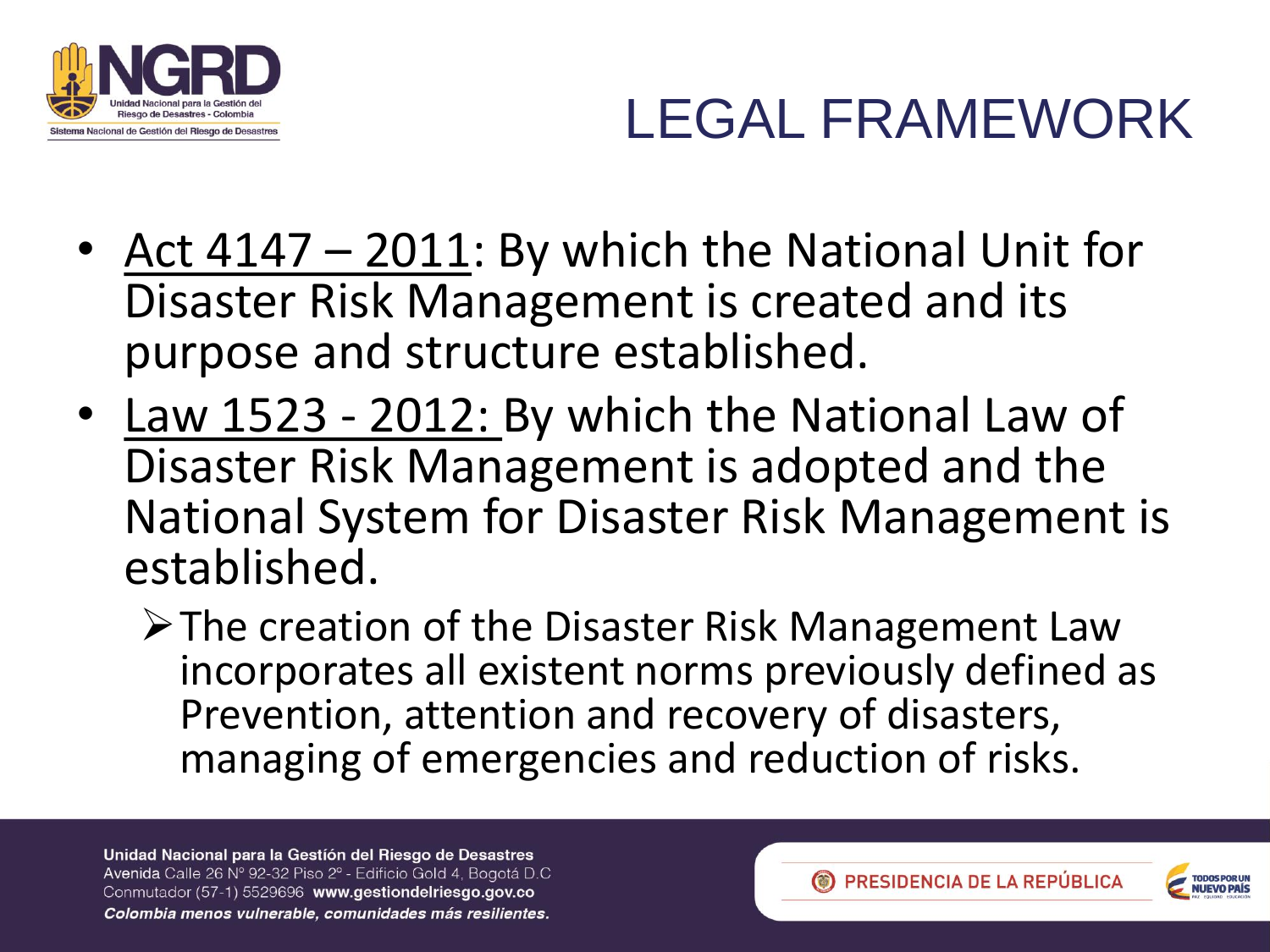# LEGAL FRAMEWORK

- Act 4147 – 2011: By which the National Unit for Disaster Risk Management is created and its purpose and structure established.
- Law 1523 - 2012: By which the National Law of Disaster Risk Management is adopted and the National System for Disaster Risk Management is established.
  - The creation of the Disaster Risk Management Law incorporates all existent norms previously defined as Prevention, attention and recovery of disasters, managing of emergencies and reduction of risks.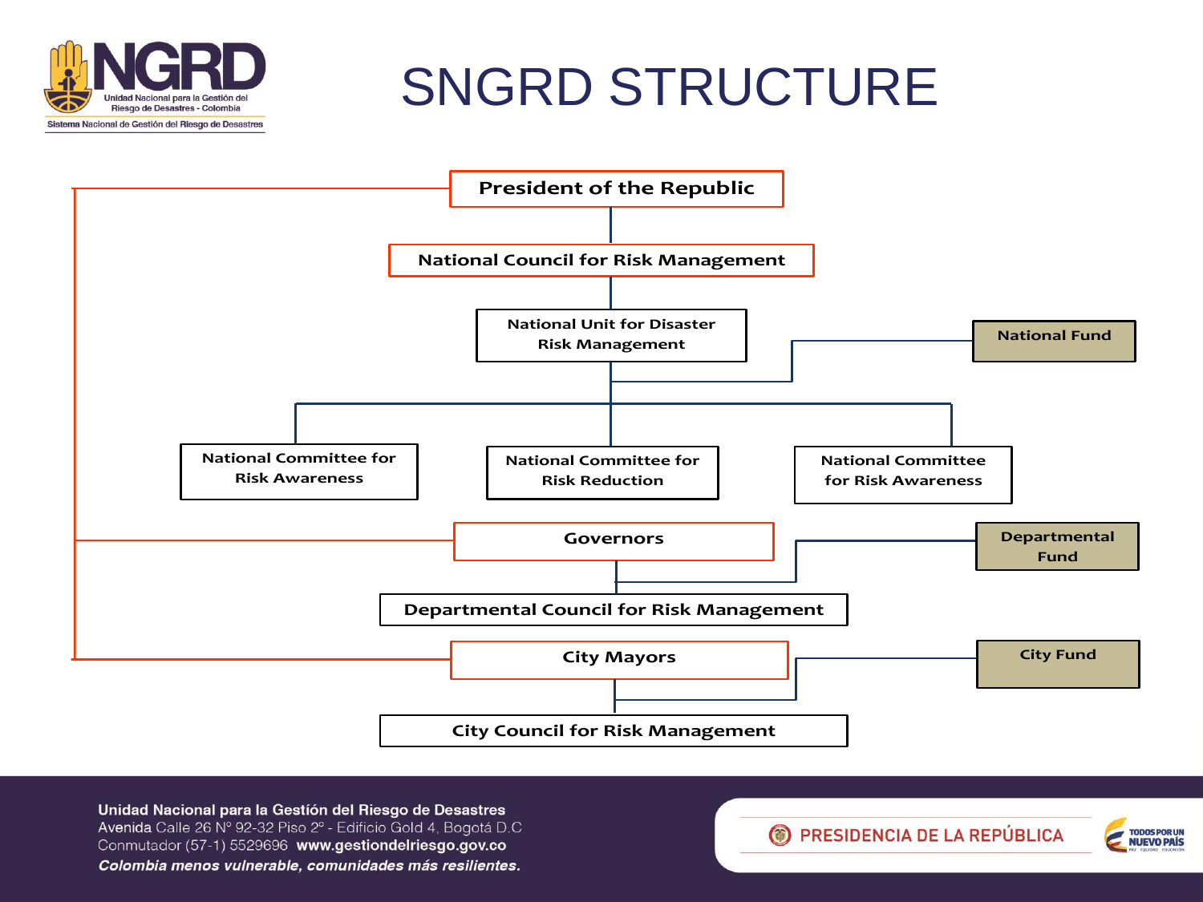# SNGRD STRUCTURE

- President of the Republic
  - National Council for Risk Management
    - National Unit for Disaster Risk Management
      - National Fund
      - National Committee for Risk Awareness
      - National Committee for Risk Reduction
      - National Committee for Risk Awareness
- Governors
  - Departmental Fund
  - Departmental Council for Risk Management
- City Mayors
  - City Fund
  - City Council for Risk Management

**Unidad Nacional para la Gestión del Riesgo de Desastres**
Avenida Calle 26 N° 92-32 Piso 2° - Edificio Gold 4, Bogotá D.C
Conmutador (57-1) 5529696 **www.gestiondelriesgo.gov.co**
***Colombia menos vulnerable, comunidades más resilientes.***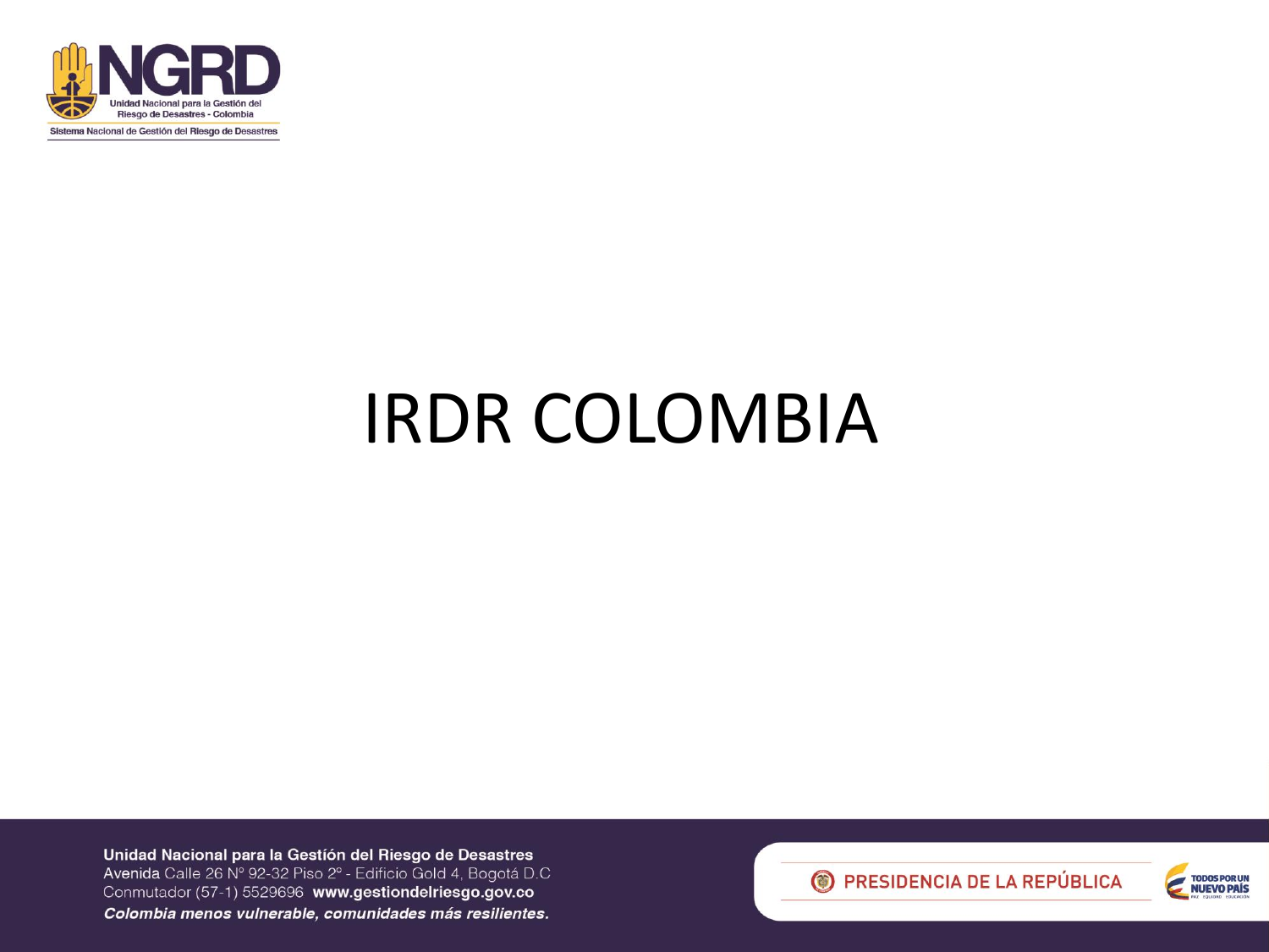# IRDR COLOMBIA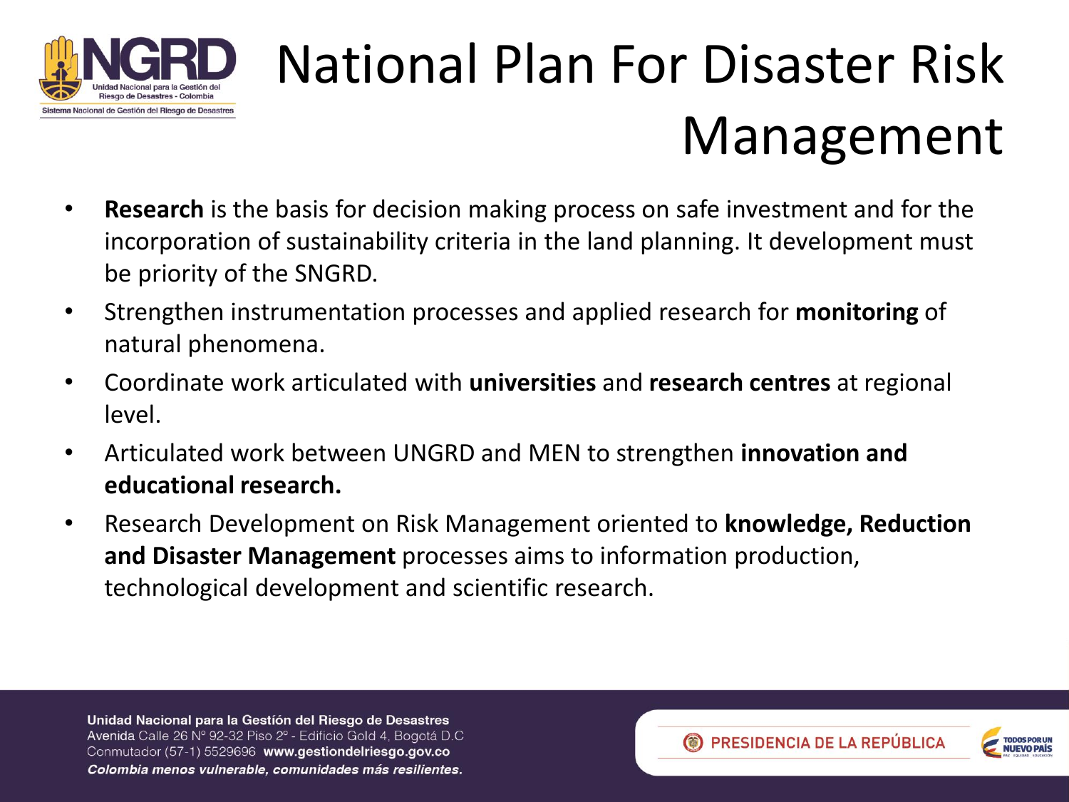# National Plan For Disaster Risk Management

- **Research** is the basis for decision making process on safe investment and for the incorporation of sustainability criteria in the land planning. It development must be priority of the SNGRD.
- Strengthen instrumentation processes and applied research for **monitoring** of natural phenomena.
- Coordinate work articulated with **universities** and **research centres** at regional level.
- Articulated work between UNGRD and MEN to strengthen **innovation and educational research.**
- Research Development on Risk Management oriented to **knowledge, Reduction and Disaster Management** processes aims to information production, technological development and scientific research.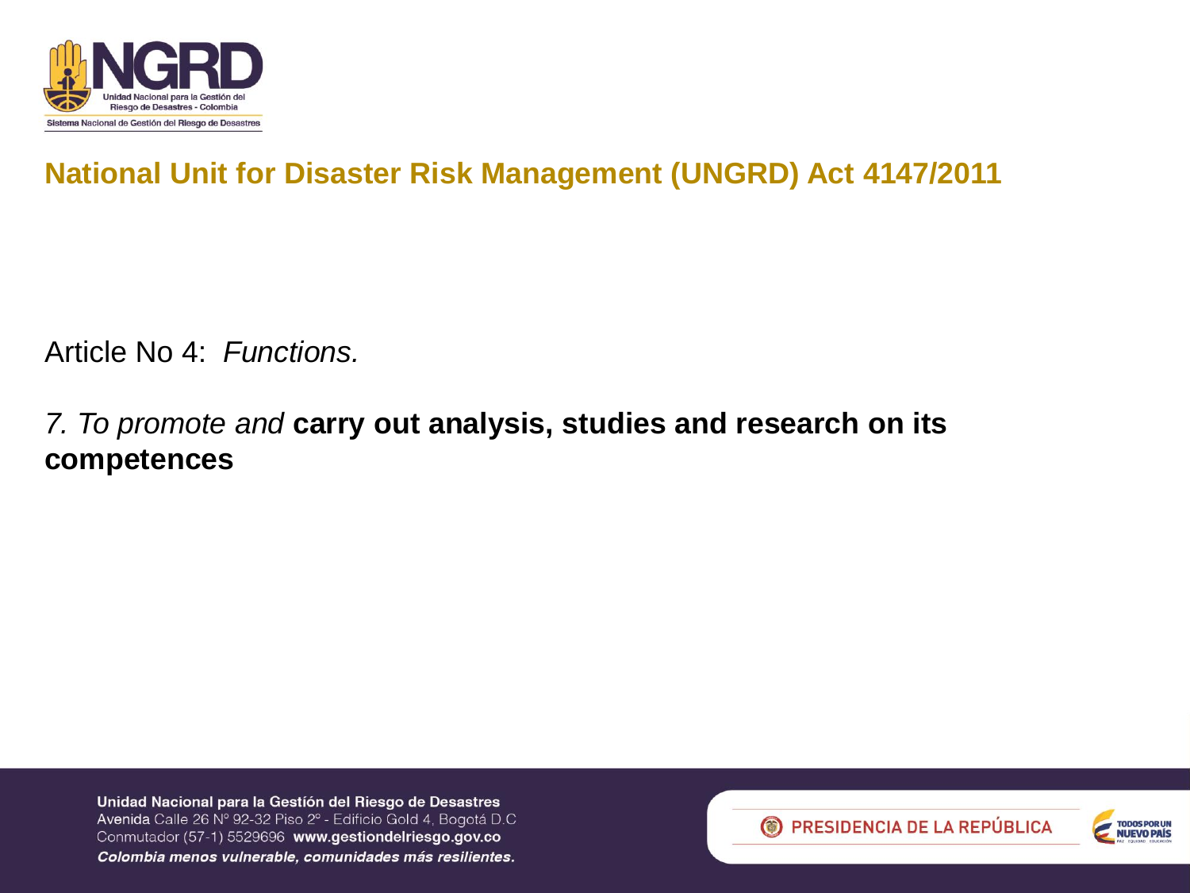## National Unit for Disaster Risk Management (UNGRD) Act 4147/2011

Article No 4: *Functions.*

*7. To promote and* **carry out analysis, studies and research on its competences**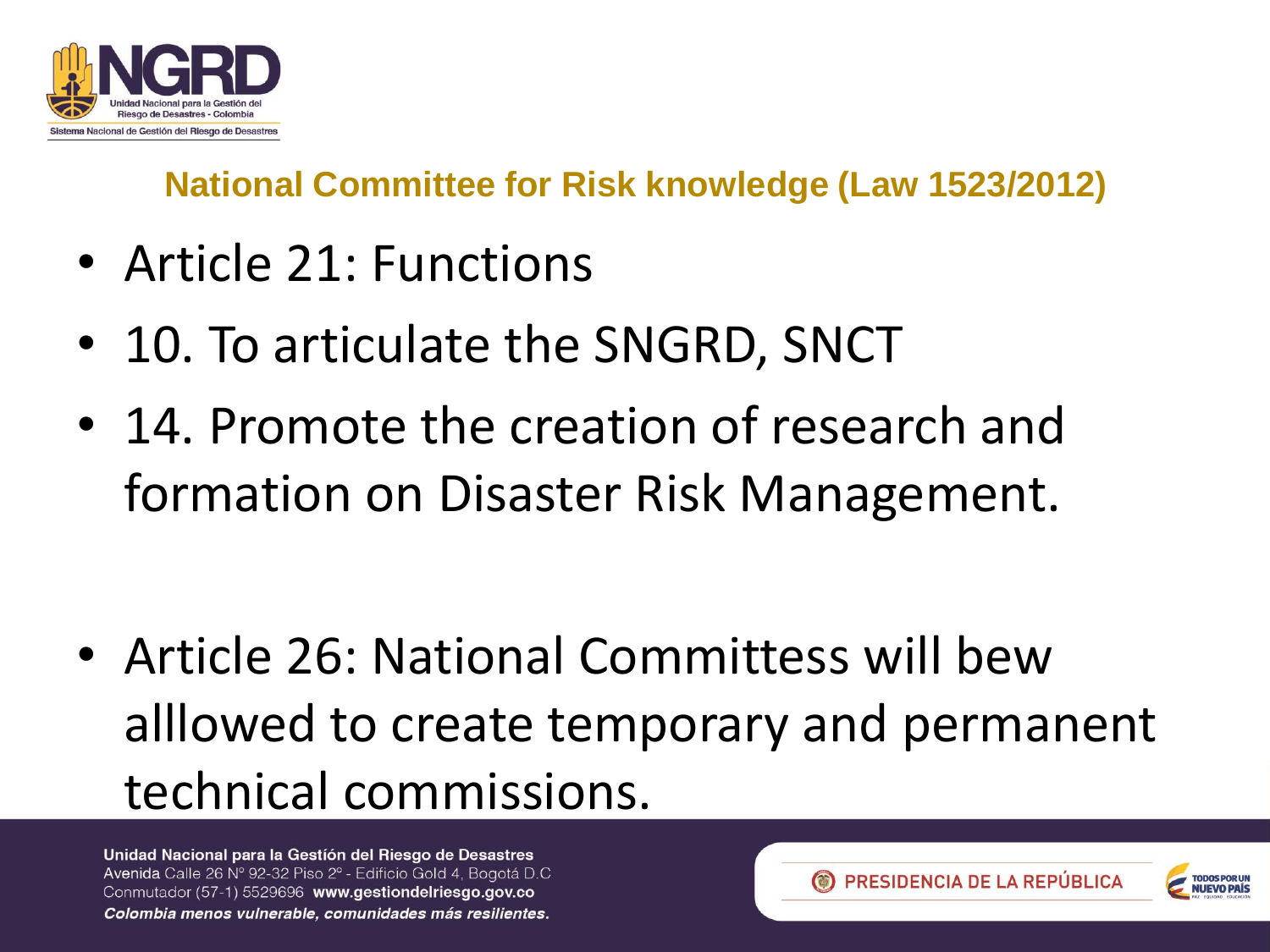## National Committee for Risk knowledge (Law 1523/2012)

- Article 21: Functions
- 10. To articulate the SNGRD, SNCT
- 14. Promote the creation of research and formation on Disaster Risk Management.

- Article 26: National Committess will bew alllowed to create temporary and permanent technical commissions.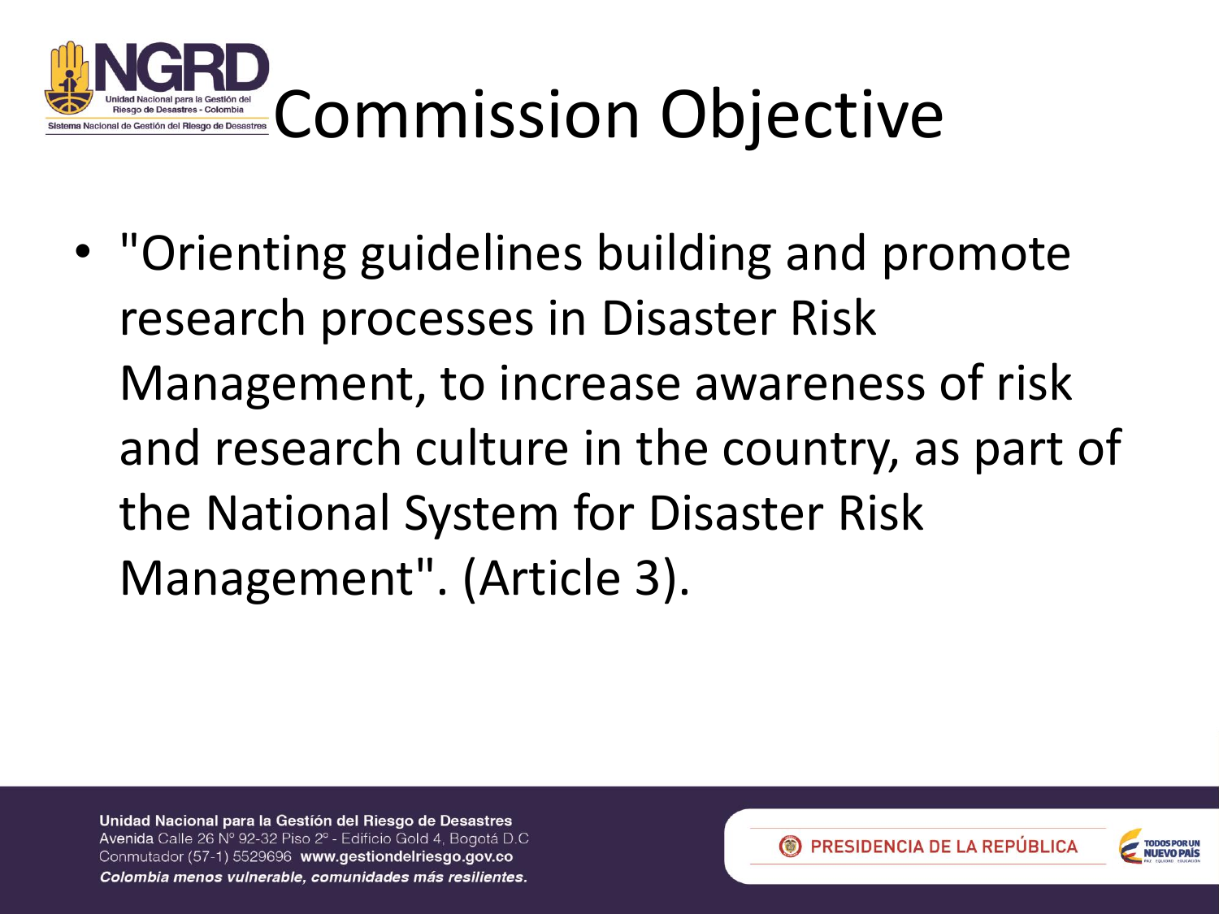# Commission Objective

- "Orienting guidelines building and promote research processes in Disaster Risk Management, to increase awareness of risk and research culture in the country, as part of the National System for Disaster Risk Management". (Article 3).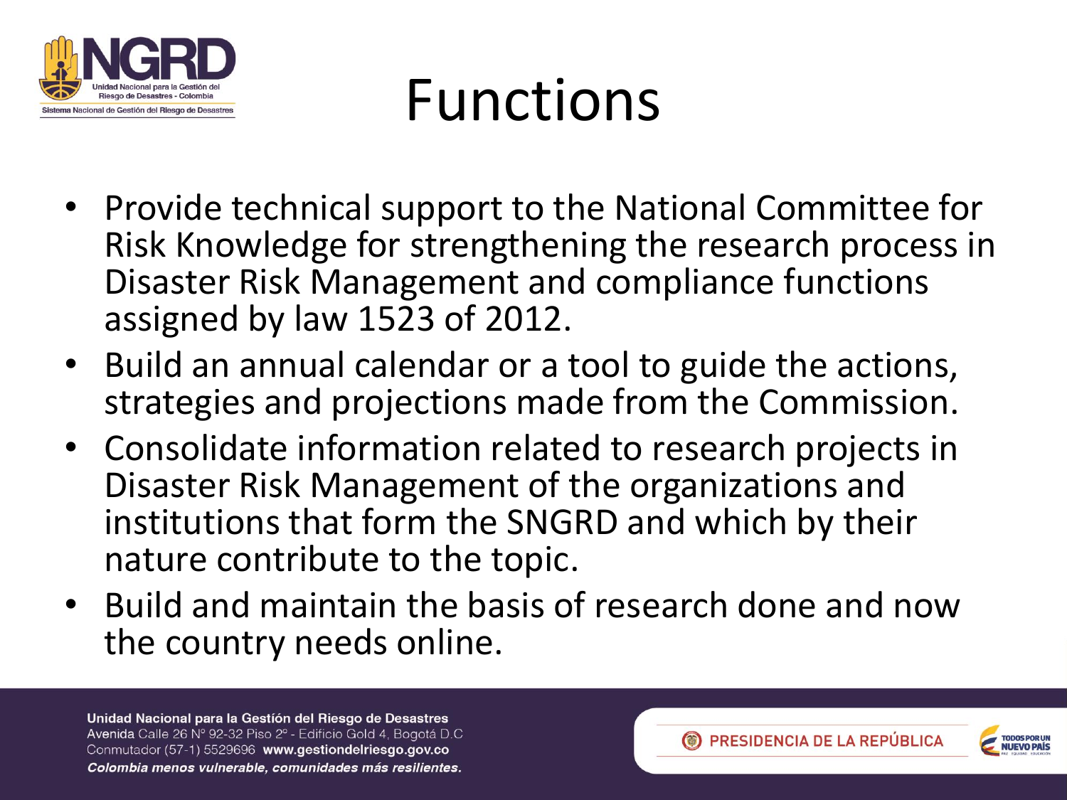# Functions

- Provide technical support to the National Committee for Risk Knowledge for strengthening the research process in Disaster Risk Management and compliance functions assigned by law 1523 of 2012.
- Build an annual calendar or a tool to guide the actions, strategies and projections made from the Commission.
- Consolidate information related to research projects in Disaster Risk Management of the organizations and institutions that form the SNGRD and which by their nature contribute to the topic.
- Build and maintain the basis of research done and now the country needs online.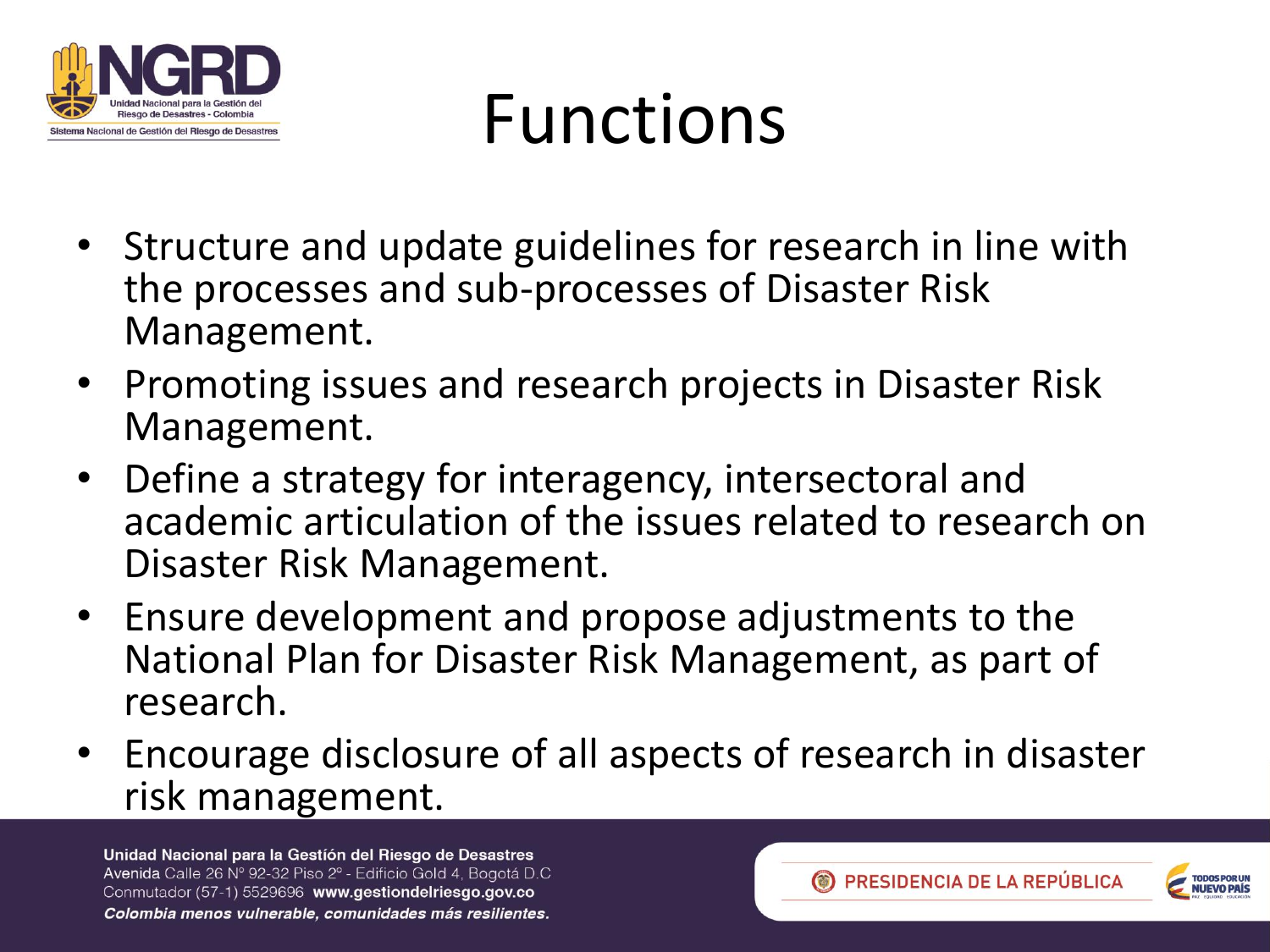# Functions

- Structure and update guidelines for research in line with the processes and sub-processes of Disaster Risk Management.
- Promoting issues and research projects in Disaster Risk Management.
- Define a strategy for interagency, intersectoral and academic articulation of the issues related to research on Disaster Risk Management.
- Ensure development and propose adjustments to the National Plan for Disaster Risk Management, as part of research.
- Encourage disclosure of all aspects of research in disaster risk management.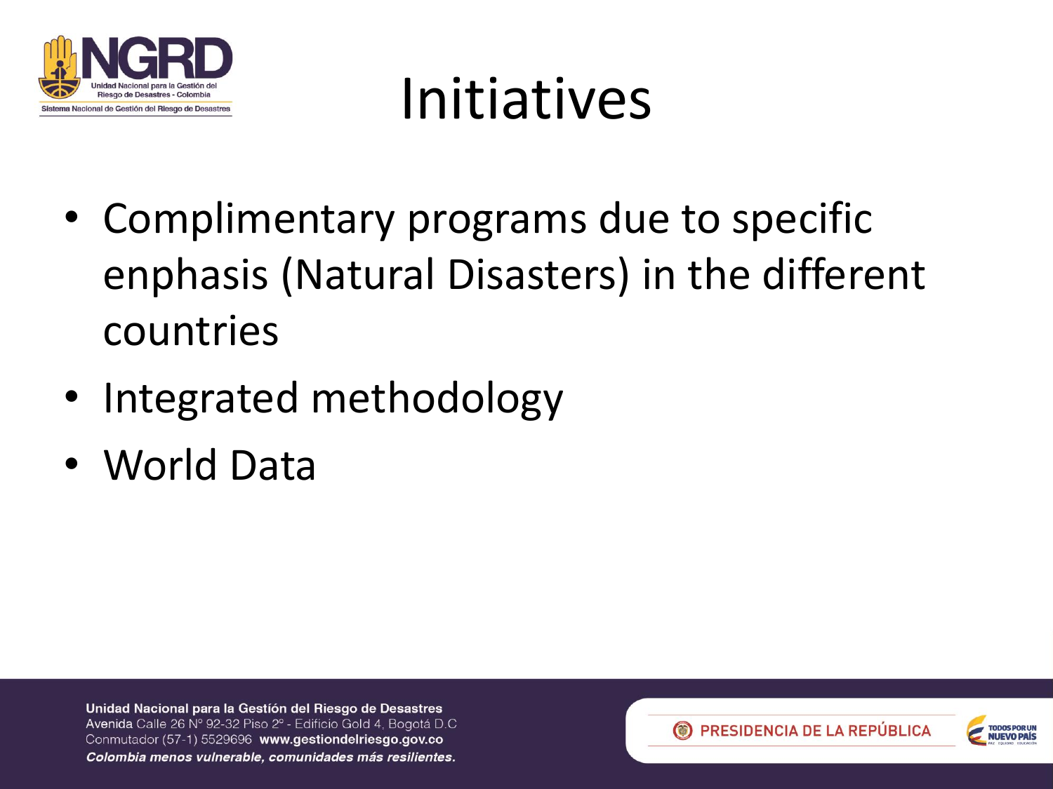# Initiatives

- Complimentary programs due to specific enphasis (Natural Disasters) in the different countries
- Integrated methodology
- World Data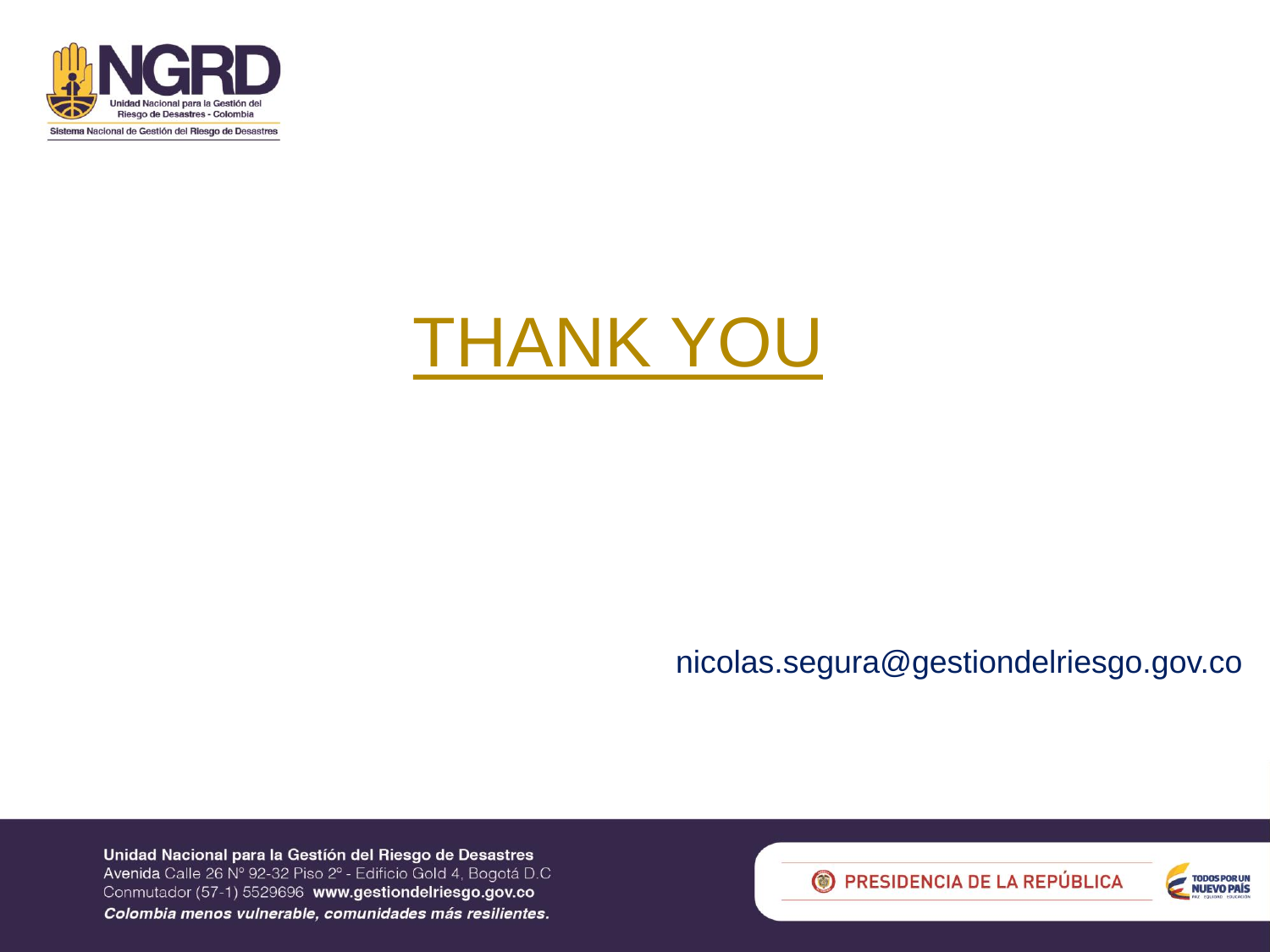# THANK YOU

nicolas.segura@gestiondelriesgo.gov.co